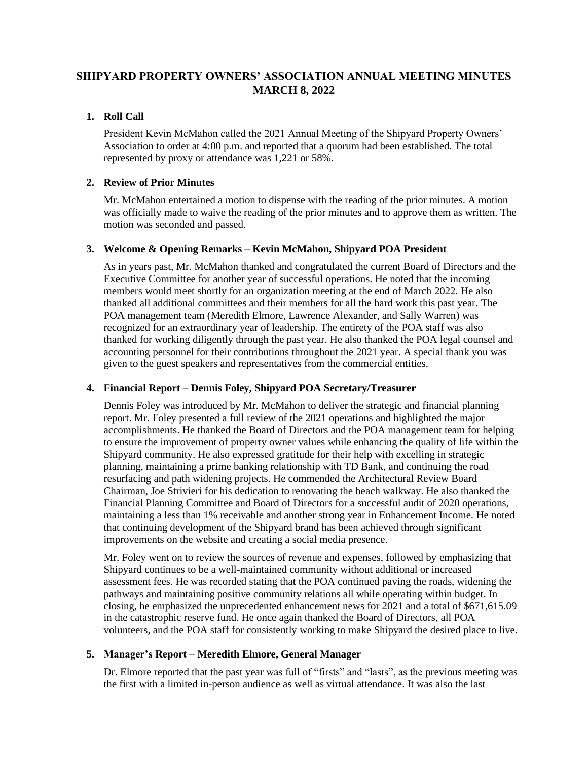# SHIPYARD PROPERTY OWNERS' ASSOCIATION ANNUAL MEETING MINUTES MARCH 8, 2022

1. **Roll Call**

   President Kevin McMahon called the 2021 Annual Meeting of the Shipyard Property Owners' Association to order at 4:00 p.m. and reported that a quorum had been established. The total represented by proxy or attendance was 1,221 or 58%.

2. **Review of Prior Minutes**

   Mr. McMahon entertained a motion to dispense with the reading of the prior minutes. A motion was officially made to waive the reading of the prior minutes and to approve them as written. The motion was seconded and passed.

3. **Welcome & Opening Remarks – Kevin McMahon, Shipyard POA President**

   As in years past, Mr. McMahon thanked and congratulated the current Board of Directors and the Executive Committee for another year of successful operations. He noted that the incoming members would meet shortly for an organization meeting at the end of March 2022. He also thanked all additional committees and their members for all the hard work this past year. The POA management team (Meredith Elmore, Lawrence Alexander, and Sally Warren) was recognized for an extraordinary year of leadership. The entirety of the POA staff was also thanked for working diligently through the past year. He also thanked the POA legal counsel and accounting personnel for their contributions throughout the 2021 year. A special thank you was given to the guest speakers and representatives from the commercial entities.

4. **Financial Report – Dennis Foley, Shipyard POA Secretary/Treasurer**

   Dennis Foley was introduced by Mr. McMahon to deliver the strategic and financial planning report. Mr. Foley presented a full review of the 2021 operations and highlighted the major accomplishments. He thanked the Board of Directors and the POA management team for helping to ensure the improvement of property owner values while enhancing the quality of life within the Shipyard community. He also expressed gratitude for their help with excelling in strategic planning, maintaining a prime banking relationship with TD Bank, and continuing the road resurfacing and path widening projects. He commended the Architectural Review Board Chairman, Joe Strivieri for his dedication to renovating the beach walkway. He also thanked the Financial Planning Committee and Board of Directors for a successful audit of 2020 operations, maintaining a less than 1% receivable and another strong year in Enhancement Income. He noted that continuing development of the Shipyard brand has been achieved through significant improvements on the website and creating a social media presence.

   Mr. Foley went on to review the sources of revenue and expenses, followed by emphasizing that Shipyard continues to be a well-maintained community without additional or increased assessment fees. He was recorded stating that the POA continued paving the roads, widening the pathways and maintaining positive community relations all while operating within budget. In closing, he emphasized the unprecedented enhancement news for 2021 and a total of $671,615.09 in the catastrophic reserve fund. He once again thanked the Board of Directors, all POA volunteers, and the POA staff for consistently working to make Shipyard the desired place to live.

5. **Manager's Report – Meredith Elmore, General Manager**

   Dr. Elmore reported that the past year was full of "firsts" and "lasts", as the previous meeting was the first with a limited in-person audience as well as virtual attendance. It was also the last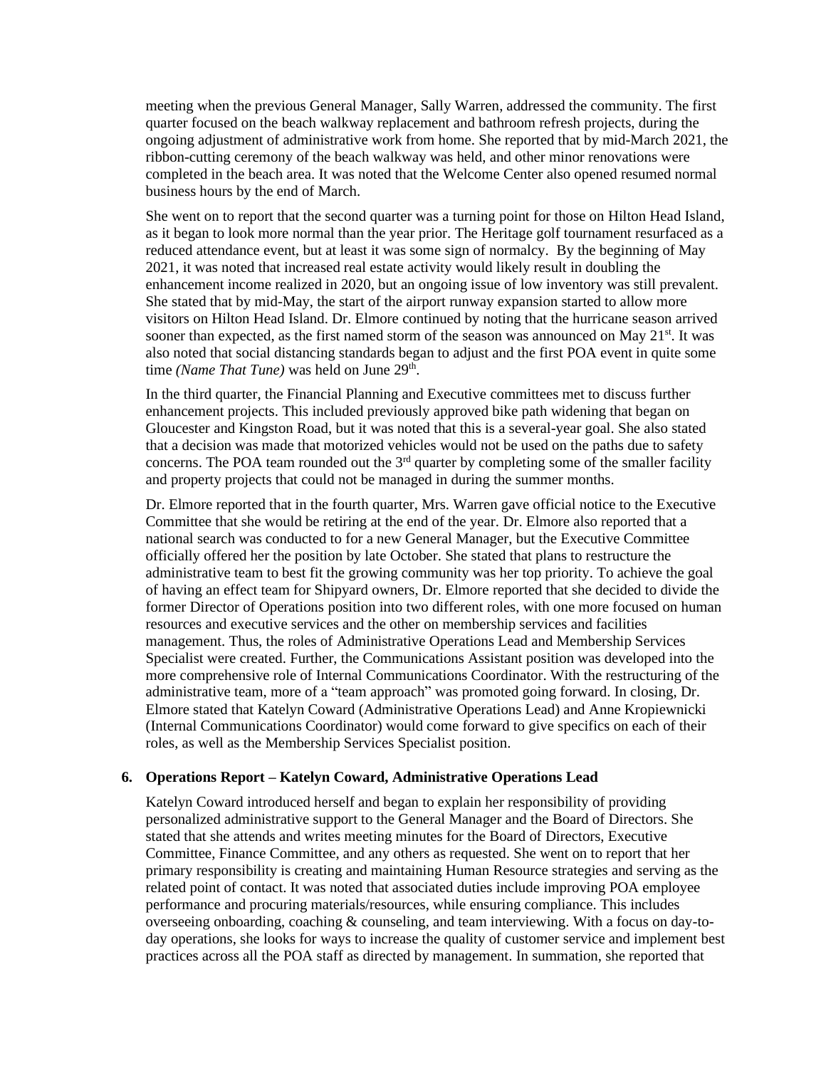meeting when the previous General Manager, Sally Warren, addressed the community. The first quarter focused on the beach walkway replacement and bathroom refresh projects, during the ongoing adjustment of administrative work from home. She reported that by mid-March 2021, the ribbon-cutting ceremony of the beach walkway was held, and other minor renovations were completed in the beach area. It was noted that the Welcome Center also opened resumed normal business hours by the end of March.

She went on to report that the second quarter was a turning point for those on Hilton Head Island, as it began to look more normal than the year prior. The Heritage golf tournament resurfaced as a reduced attendance event, but at least it was some sign of normalcy. By the beginning of May 2021, it was noted that increased real estate activity would likely result in doubling the enhancement income realized in 2020, but an ongoing issue of low inventory was still prevalent. She stated that by mid-May, the start of the airport runway expansion started to allow more visitors on Hilton Head Island. Dr. Elmore continued by noting that the hurricane season arrived sooner than expected, as the first named storm of the season was announced on May 21st. It was also noted that social distancing standards began to adjust and the first POA event in quite some time *(Name That Tune)* was held on June 29th.

In the third quarter, the Financial Planning and Executive committees met to discuss further enhancement projects. This included previously approved bike path widening that began on Gloucester and Kingston Road, but it was noted that this is a several-year goal. She also stated that a decision was made that motorized vehicles would not be used on the paths due to safety concerns. The POA team rounded out the 3rd quarter by completing some of the smaller facility and property projects that could not be managed in during the summer months.

Dr. Elmore reported that in the fourth quarter, Mrs. Warren gave official notice to the Executive Committee that she would be retiring at the end of the year. Dr. Elmore also reported that a national search was conducted to for a new General Manager, but the Executive Committee officially offered her the position by late October. She stated that plans to restructure the administrative team to best fit the growing community was her top priority. To achieve the goal of having an effect team for Shipyard owners, Dr. Elmore reported that she decided to divide the former Director of Operations position into two different roles, with one more focused on human resources and executive services and the other on membership services and facilities management. Thus, the roles of Administrative Operations Lead and Membership Services Specialist were created. Further, the Communications Assistant position was developed into the more comprehensive role of Internal Communications Coordinator. With the restructuring of the administrative team, more of a "team approach" was promoted going forward. In closing, Dr. Elmore stated that Katelyn Coward (Administrative Operations Lead) and Anne Kropiewnicki (Internal Communications Coordinator) would come forward to give specifics on each of their roles, as well as the Membership Services Specialist position.

**6. Operations Report – Katelyn Coward, Administrative Operations Lead**

Katelyn Coward introduced herself and began to explain her responsibility of providing personalized administrative support to the General Manager and the Board of Directors. She stated that she attends and writes meeting minutes for the Board of Directors, Executive Committee, Finance Committee, and any others as requested. She went on to report that her primary responsibility is creating and maintaining Human Resource strategies and serving as the related point of contact. It was noted that associated duties include improving POA employee performance and procuring materials/resources, while ensuring compliance. This includes overseeing onboarding, coaching & counseling, and team interviewing. With a focus on day-to-day operations, she looks for ways to increase the quality of customer service and implement best practices across all the POA staff as directed by management. In summation, she reported that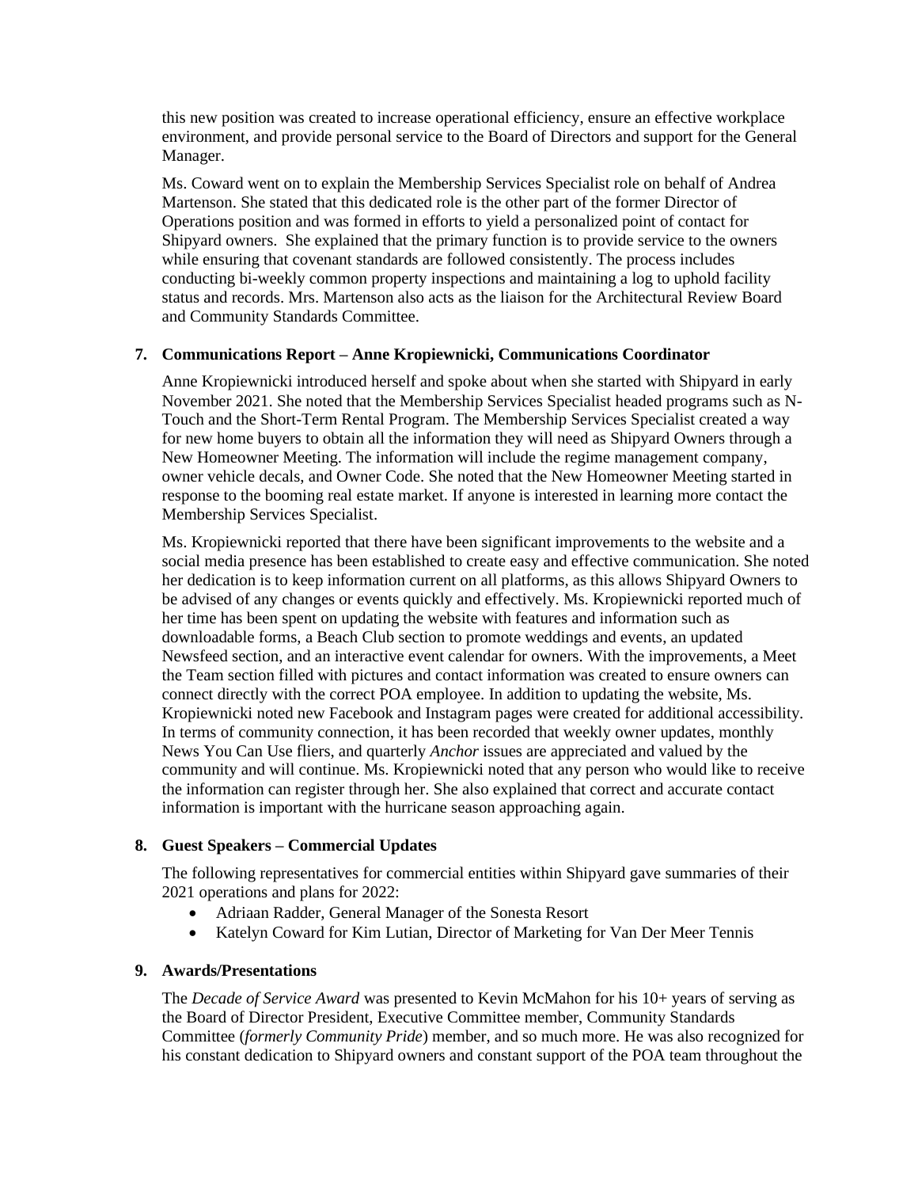this new position was created to increase operational efficiency, ensure an effective workplace environment, and provide personal service to the Board of Directors and support for the General Manager.

Ms. Coward went on to explain the Membership Services Specialist role on behalf of Andrea Martenson. She stated that this dedicated role is the other part of the former Director of Operations position and was formed in efforts to yield a personalized point of contact for Shipyard owners. She explained that the primary function is to provide service to the owners while ensuring that covenant standards are followed consistently. The process includes conducting bi-weekly common property inspections and maintaining a log to uphold facility status and records. Mrs. Martenson also acts as the liaison for the Architectural Review Board and Community Standards Committee.

**7. Communications Report – Anne Kropiewnicki, Communications Coordinator**

Anne Kropiewnicki introduced herself and spoke about when she started with Shipyard in early November 2021. She noted that the Membership Services Specialist headed programs such as N-Touch and the Short-Term Rental Program. The Membership Services Specialist created a way for new home buyers to obtain all the information they will need as Shipyard Owners through a New Homeowner Meeting. The information will include the regime management company, owner vehicle decals, and Owner Code. She noted that the New Homeowner Meeting started in response to the booming real estate market. If anyone is interested in learning more contact the Membership Services Specialist.

Ms. Kropiewnicki reported that there have been significant improvements to the website and a social media presence has been established to create easy and effective communication. She noted her dedication is to keep information current on all platforms, as this allows Shipyard Owners to be advised of any changes or events quickly and effectively. Ms. Kropiewnicki reported much of her time has been spent on updating the website with features and information such as downloadable forms, a Beach Club section to promote weddings and events, an updated Newsfeed section, and an interactive event calendar for owners. With the improvements, a Meet the Team section filled with pictures and contact information was created to ensure owners can connect directly with the correct POA employee. In addition to updating the website, Ms. Kropiewnicki noted new Facebook and Instagram pages were created for additional accessibility. In terms of community connection, it has been recorded that weekly owner updates, monthly News You Can Use fliers, and quarterly *Anchor* issues are appreciated and valued by the community and will continue. Ms. Kropiewnicki noted that any person who would like to receive the information can register through her. She also explained that correct and accurate contact information is important with the hurricane season approaching again.

**8. Guest Speakers – Commercial Updates**

The following representatives for commercial entities within Shipyard gave summaries of their 2021 operations and plans for 2022:

- Adriaan Radder, General Manager of the Sonesta Resort
- Katelyn Coward for Kim Lutian, Director of Marketing for Van Der Meer Tennis

**9. Awards/Presentations**

The *Decade of Service Award* was presented to Kevin McMahon for his 10+ years of serving as the Board of Director President, Executive Committee member, Community Standards Committee (*formerly Community Pride*) member, and so much more. He was also recognized for his constant dedication to Shipyard owners and constant support of the POA team throughout the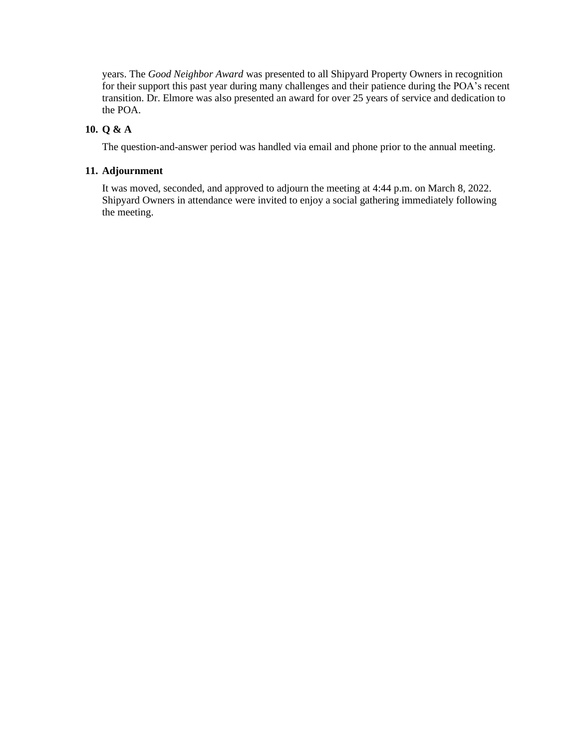years. The *Good Neighbor Award* was presented to all Shipyard Property Owners in recognition for their support this past year during many challenges and their patience during the POA's recent transition. Dr. Elmore was also presented an award for over 25 years of service and dedication to the POA.

**10. Q & A**

The question-and-answer period was handled via email and phone prior to the annual meeting.

**11. Adjournment**

It was moved, seconded, and approved to adjourn the meeting at 4:44 p.m. on March 8, 2022. Shipyard Owners in attendance were invited to enjoy a social gathering immediately following the meeting.